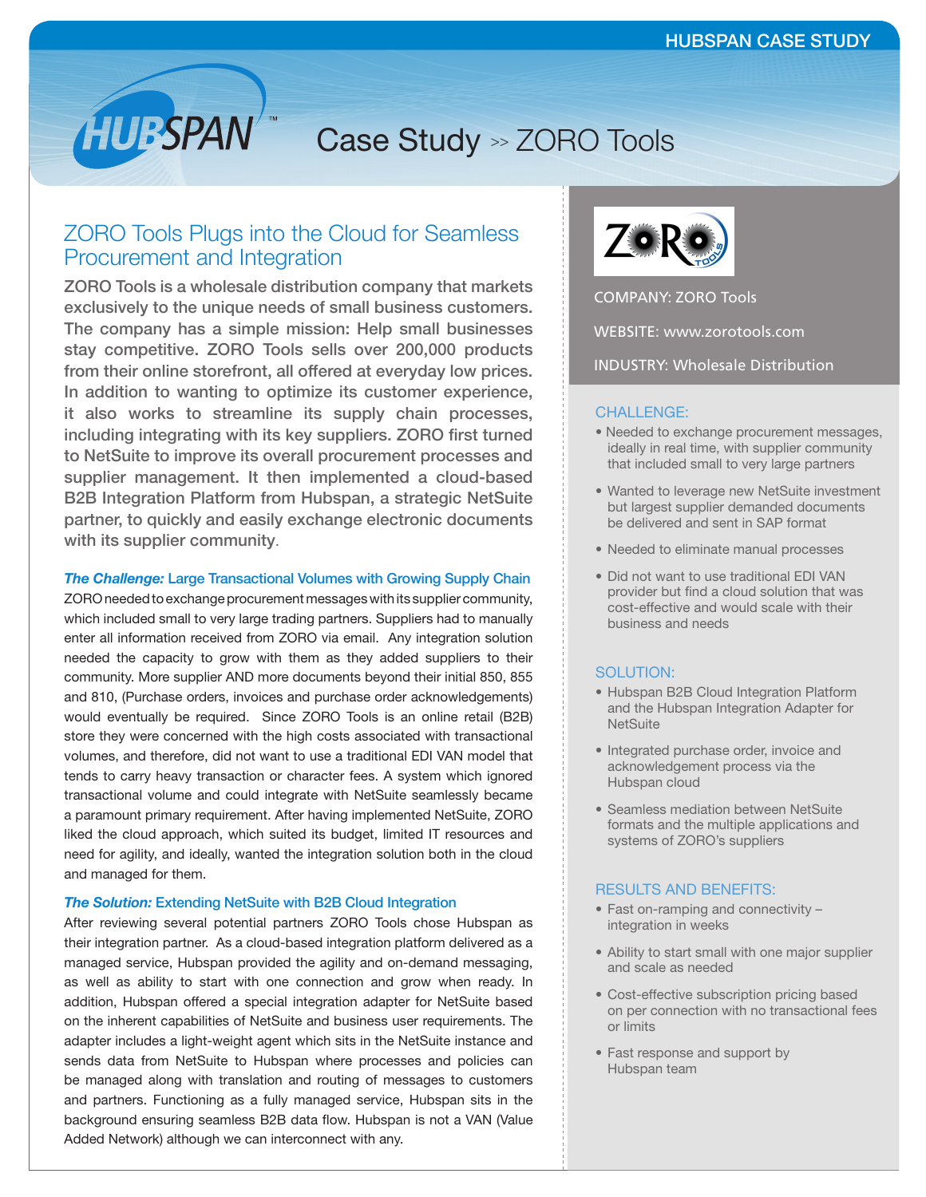# Case Study >> ZORO Tools

## ZORO Tools Plugs into the Cloud for Seamless Procurement and Integration

**ZORO Tools is a wholesale distribution company that markets exclusively to the unique needs of small business customers. The company has a simple mission: Help small businesses stay competitive. ZORO Tools sells over 200,000 products from their online storefront, all offered at everyday low prices. In addition to wanting to optimize its customer experience, it also works to streamline its supply chain processes, including integrating with its key suppliers. ZORO first turned to NetSuite to improve its overall procurement processes and supplier management. It then implemented a cloud-based B2B Integration Platform from Hubspan, a strategic NetSuite partner, to quickly and easily exchange electronic documents with its supplier community.**

### *The Challenge:* Large Transactional Volumes with Growing Supply Chain

ZORO needed to exchange procurement messages with its supplier community, which included small to very large trading partners. Suppliers had to manually enter all information received from ZORO via email. Any integration solution needed the capacity to grow with them as they added suppliers to their community. More supplier AND more documents beyond their initial 850, 855 and 810, (Purchase orders, invoices and purchase order acknowledgements) would eventually be required. Since ZORO Tools is an online retail (B2B) store they were concerned with the high costs associated with transactional volumes, and therefore, did not want to use a traditional EDI VAN model that tends to carry heavy transaction or character fees. A system which ignored transactional volume and could integrate with NetSuite seamlessly became a paramount primary requirement. After having implemented NetSuite, ZORO liked the cloud approach, which suited its budget, limited IT resources and need for agility, and ideally, wanted the integration solution both in the cloud and managed for them.

### *The Solution:* Extending NetSuite with B2B Cloud Integration

After reviewing several potential partners ZORO Tools chose Hubspan as their integration partner. As a cloud-based integration platform delivered as a managed service, Hubspan provided the agility and on-demand messaging, as well as ability to start with one connection and grow when ready. In addition, Hubspan offered a special integration adapter for NetSuite based on the inherent capabilities of NetSuite and business user requirements. The adapter includes a light-weight agent which sits in the NetSuite instance and sends data from NetSuite to Hubspan where processes and policies can be managed along with translation and routing of messages to customers and partners. Functioning as a fully managed service, Hubspan sits in the background ensuring seamless B2B data flow. Hubspan is not a VAN (Value Added Network) although we can interconnect with any.

---

COMPANY: ZORO Tools

WEBSITE: www.zorotools.com

INDUSTRY: Wholesale Distribution

### CHALLENGE:

- Needed to exchange procurement messages, ideally in real time, with supplier community that included small to very large partners
- Wanted to leverage new NetSuite investment but largest supplier demanded documents be delivered and sent in SAP format
- Needed to eliminate manual processes
- Did not want to use traditional EDI VAN provider but find a cloud solution that was cost-effective and would scale with their business and needs

### SOLUTION:

- Hubspan B2B Cloud Integration Platform and the Hubspan Integration Adapter for NetSuite
- Integrated purchase order, invoice and acknowledgement process via the Hubspan cloud
- Seamless mediation between NetSuite formats and the multiple applications and systems of ZORO's suppliers

### RESULTS AND BENEFITS:

- Fast on-ramping and connectivity – integration in weeks
- Ability to start small with one major supplier and scale as needed
- Cost-effective subscription pricing based on per connection with no transactional fees or limits
- Fast response and support by Hubspan team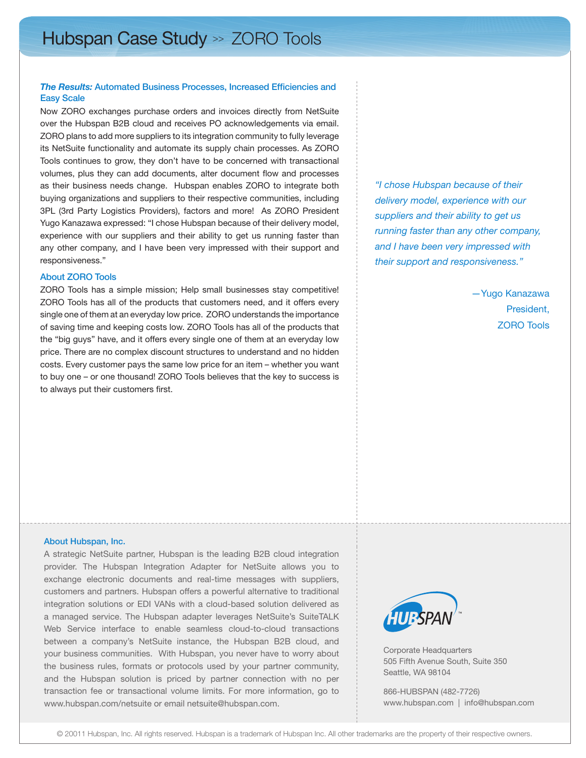# Hubspan Case Study >> ZORO Tools

### *The Results:* Automated Business Processes, Increased Efficiencies and Easy Scale

Now ZORO exchanges purchase orders and invoices directly from NetSuite over the Hubspan B2B cloud and receives PO acknowledgements via email. ZORO plans to add more suppliers to its integration community to fully leverage its NetSuite functionality and automate its supply chain processes. As ZORO Tools continues to grow, they don't have to be concerned with transactional volumes, plus they can add documents, alter document flow and processes as their business needs change. Hubspan enables ZORO to integrate both buying organizations and suppliers to their respective communities, including 3PL (3rd Party Logistics Providers), factors and more! As ZORO President Yugo Kanazawa expressed: "I chose Hubspan because of their delivery model, experience with our suppliers and their ability to get us running faster than any other company, and I have been very impressed with their support and responsiveness."

*"I chose Hubspan because of their delivery model, experience with our suppliers and their ability to get us running faster than any other company, and I have been very impressed with their support and responsiveness."*

—Yugo Kanazawa
President,
ZORO Tools

### About ZORO Tools

ZORO Tools has a simple mission; Help small businesses stay competitive! ZORO Tools has all of the products that customers need, and it offers every single one of them at an everyday low price. ZORO understands the importance of saving time and keeping costs low. ZORO Tools has all of the products that the "big guys" have, and it offers every single one of them at an everyday low price. There are no complex discount structures to understand and no hidden costs. Every customer pays the same low price for an item – whether you want to buy one – or one thousand! ZORO Tools believes that the key to success is to always put their customers first.

### About Hubspan, Inc.

A strategic NetSuite partner, Hubspan is the leading B2B cloud integration provider. The Hubspan Integration Adapter for NetSuite allows you to exchange electronic documents and real-time messages with suppliers, customers and partners. Hubspan offers a powerful alternative to traditional integration solutions or EDI VANs with a cloud-based solution delivered as a managed service. The Hubspan adapter leverages NetSuite's SuiteTALK Web Service interface to enable seamless cloud-to-cloud transactions between a company's NetSuite instance, the Hubspan B2B cloud, and your business communities. With Hubspan, you never have to worry about the business rules, formats or protocols used by your partner community, and the Hubspan solution is priced by partner connection with no per transaction fee or transactional volume limits. For more information, go to www.hubspan.com/netsuite or email netsuite@hubspan.com.

HUBSPAN™

Corporate Headquarters
505 Fifth Avenue South, Suite 350
Seattle, WA 98104

866-HUBSPAN (482-7726)
www.hubspan.com | info@hubspan.com

© 20011 Hubspan, Inc. All rights reserved. Hubspan is a trademark of Hubspan Inc. All other trademarks are the property of their respective owners.